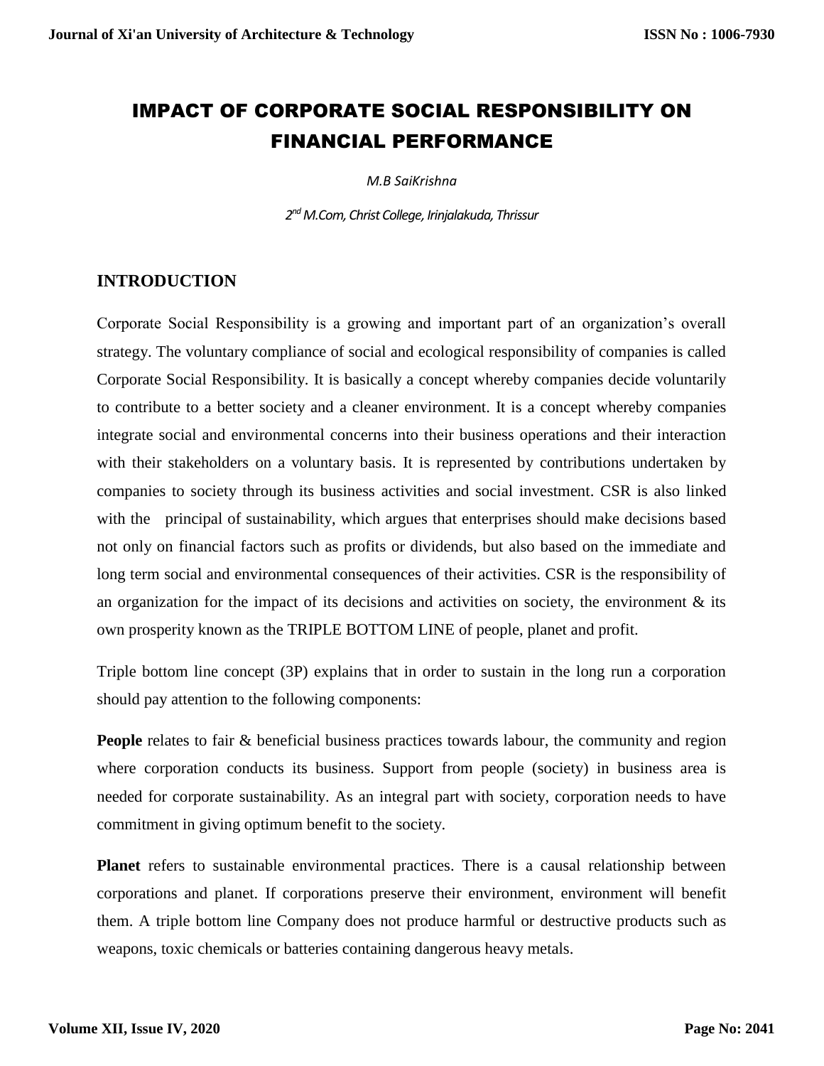# IMPACT OF CORPORATE SOCIAL RESPONSIBILITY ON FINANCIAL PERFORMANCE

*M.B SaiKrishna*

*2nd M.Com, Christ College, Irinjalakuda, Thrissur*

## INTRODUCTION

Corporate Social Responsibility is a growing and important part of an organization's overall strategy. The voluntary compliance of social and ecological responsibility of companies is called Corporate Social Responsibility. It is basically a concept whereby companies decide voluntarily to contribute to a better society and a cleaner environment. It is a concept whereby companies integrate social and environmental concerns into their business operations and their interaction with their stakeholders on a voluntary basis. It is represented by contributions undertaken by companies to society through its business activities and social investment. CSR is also linked with the principal of sustainability, which argues that enterprises should make decisions based not only on financial factors such as profits or dividends, but also based on the immediate and long term social and environmental consequences of their activities. CSR is the responsibility of an organization for the impact of its decisions and activities on society, the environment & its own prosperity known as the TRIPLE BOTTOM LINE of people, planet and profit.

Triple bottom line concept (3P) explains that in order to sustain in the long run a corporation should pay attention to the following components:

**People** relates to fair & beneficial business practices towards labour, the community and region where corporation conducts its business. Support from people (society) in business area is needed for corporate sustainability. As an integral part with society, corporation needs to have commitment in giving optimum benefit to the society.

**Planet** refers to sustainable environmental practices. There is a causal relationship between corporations and planet. If corporations preserve their environment, environment will benefit them. A triple bottom line Company does not produce harmful or destructive products such as weapons, toxic chemicals or batteries containing dangerous heavy metals.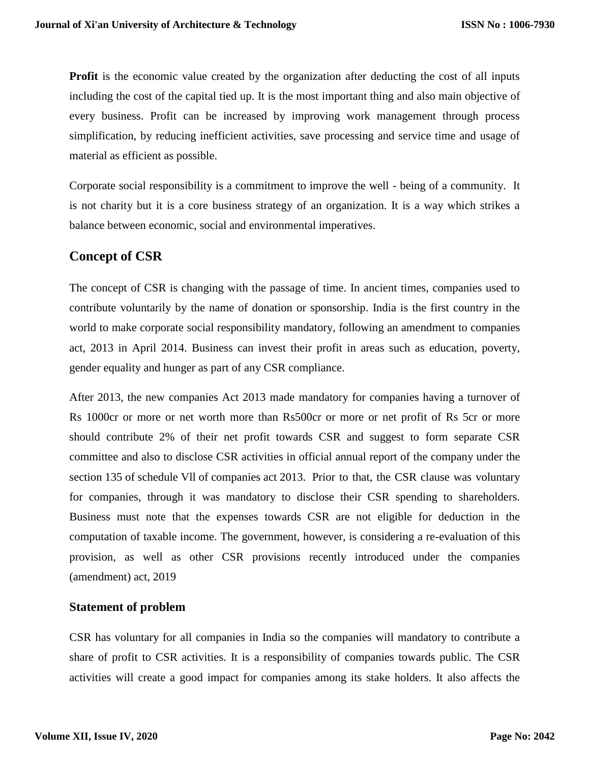**Profit** is the economic value created by the organization after deducting the cost of all inputs including the cost of the capital tied up. It is the most important thing and also main objective of every business. Profit can be increased by improving work management through process simplification, by reducing inefficient activities, save processing and service time and usage of material as efficient as possible.

Corporate social responsibility is a commitment to improve the well - being of a community. It is not charity but it is a core business strategy of an organization. It is a way which strikes a balance between economic, social and environmental imperatives.

## Concept of CSR

The concept of CSR is changing with the passage of time. In ancient times, companies used to contribute voluntarily by the name of donation or sponsorship. India is the first country in the world to make corporate social responsibility mandatory, following an amendment to companies act, 2013 in April 2014. Business can invest their profit in areas such as education, poverty, gender equality and hunger as part of any CSR compliance.

After 2013, the new companies Act 2013 made mandatory for companies having a turnover of Rs 1000cr or more or net worth more than Rs500cr or more or net profit of Rs 5cr or more should contribute 2% of their net profit towards CSR and suggest to form separate CSR committee and also to disclose CSR activities in official annual report of the company under the section 135 of schedule Vll of companies act 2013. Prior to that, the CSR clause was voluntary for companies, through it was mandatory to disclose their CSR spending to shareholders. Business must note that the expenses towards CSR are not eligible for deduction in the computation of taxable income. The government, however, is considering a re-evaluation of this provision, as well as other CSR provisions recently introduced under the companies (amendment) act, 2019

### Statement of problem

CSR has voluntary for all companies in India so the companies will mandatory to contribute a share of profit to CSR activities. It is a responsibility of companies towards public. The CSR activities will create a good impact for companies among its stake holders. It also affects the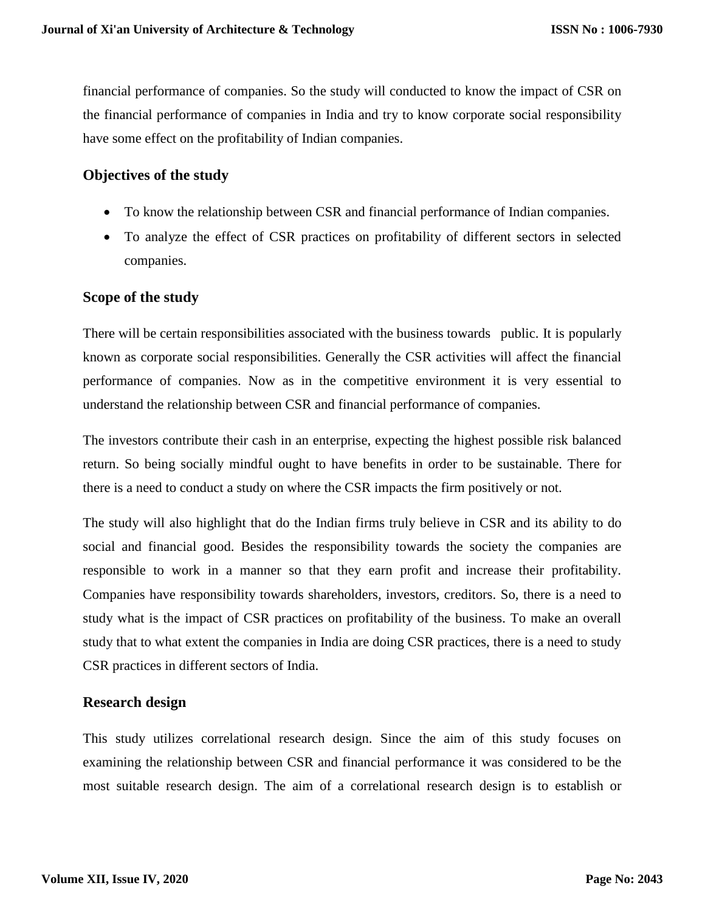financial performance of companies. So the study will conducted to know the impact of CSR on the financial performance of companies in India and try to know corporate social responsibility have some effect on the profitability of Indian companies.

## Objectives of the study

- To know the relationship between CSR and financial performance of Indian companies.
- To analyze the effect of CSR practices on profitability of different sectors in selected companies.

## Scope of the study

There will be certain responsibilities associated with the business towards public. It is popularly known as corporate social responsibilities. Generally the CSR activities will affect the financial performance of companies. Now as in the competitive environment it is very essential to understand the relationship between CSR and financial performance of companies.

The investors contribute their cash in an enterprise, expecting the highest possible risk balanced return. So being socially mindful ought to have benefits in order to be sustainable. There for there is a need to conduct a study on where the CSR impacts the firm positively or not.

The study will also highlight that do the Indian firms truly believe in CSR and its ability to do social and financial good. Besides the responsibility towards the society the companies are responsible to work in a manner so that they earn profit and increase their profitability. Companies have responsibility towards shareholders, investors, creditors. So, there is a need to study what is the impact of CSR practices on profitability of the business. To make an overall study that to what extent the companies in India are doing CSR practices, there is a need to study CSR practices in different sectors of India.

## Research design

This study utilizes correlational research design. Since the aim of this study focuses on examining the relationship between CSR and financial performance it was considered to be the most suitable research design. The aim of a correlational research design is to establish or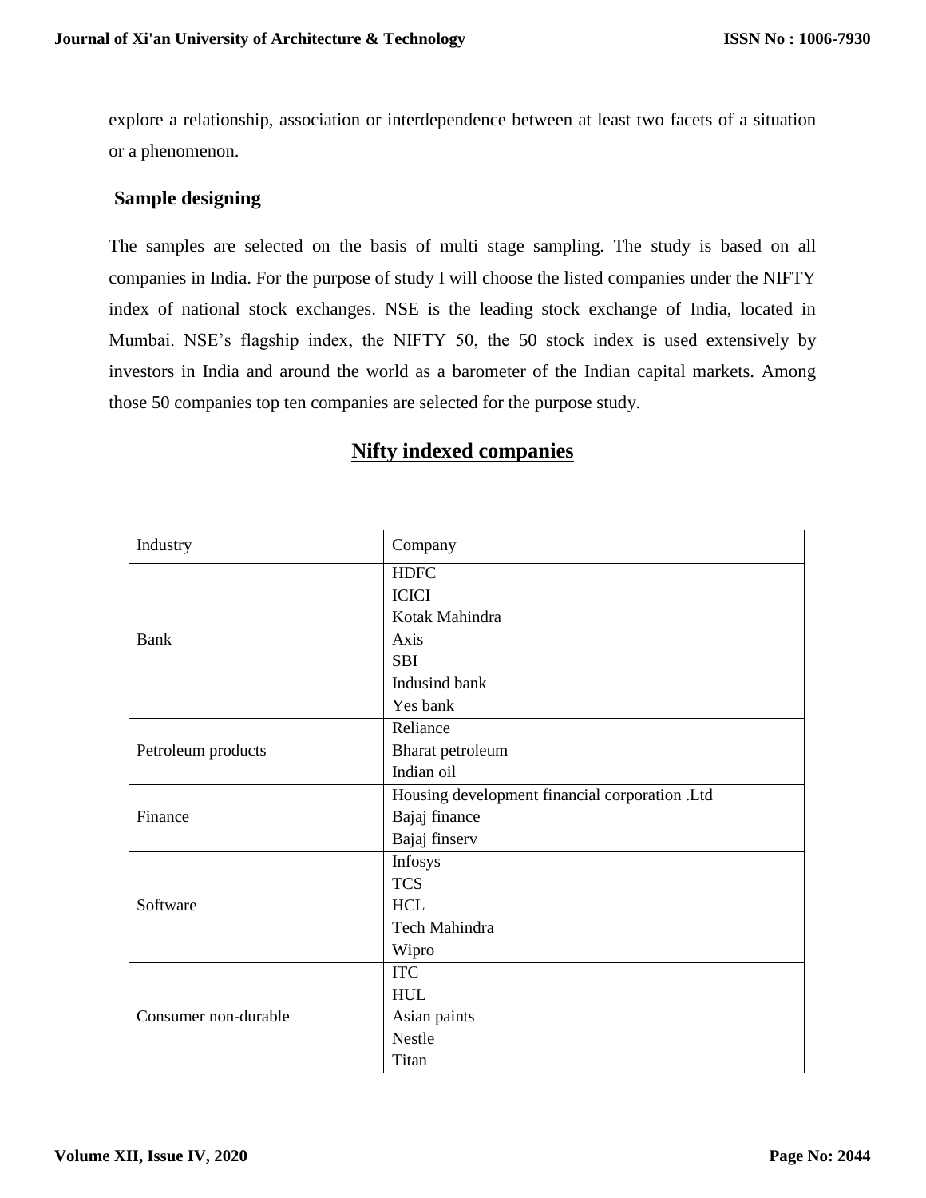explore a relationship, association or interdependence between at least two facets of a situation or a phenomenon.

## Sample designing

The samples are selected on the basis of multi stage sampling. The study is based on all companies in India. For the purpose of study I will choose the listed companies under the NIFTY index of national stock exchanges. NSE is the leading stock exchange of India, located in Mumbai. NSE's flagship index, the NIFTY 50, the 50 stock index is used extensively by investors in India and around the world as a barometer of the Indian capital markets. Among those 50 companies top ten companies are selected for the purpose study.

## Nifty indexed companies

| Industry | Company |
|---|---|
| Bank | HDFC<br>ICICI<br>Kotak Mahindra<br>Axis<br>SBI<br>Indusind bank<br>Yes bank |
| Petroleum products | Reliance<br>Bharat petroleum<br>Indian oil |
| Finance | Housing development financial corporation .Ltd<br>Bajaj finance<br>Bajaj finserv |
| Software | Infosys<br>TCS<br>HCL<br>Tech Mahindra<br>Wipro |
| Consumer non-durable | ITC<br>HUL<br>Asian paints<br>Nestle<br>Titan |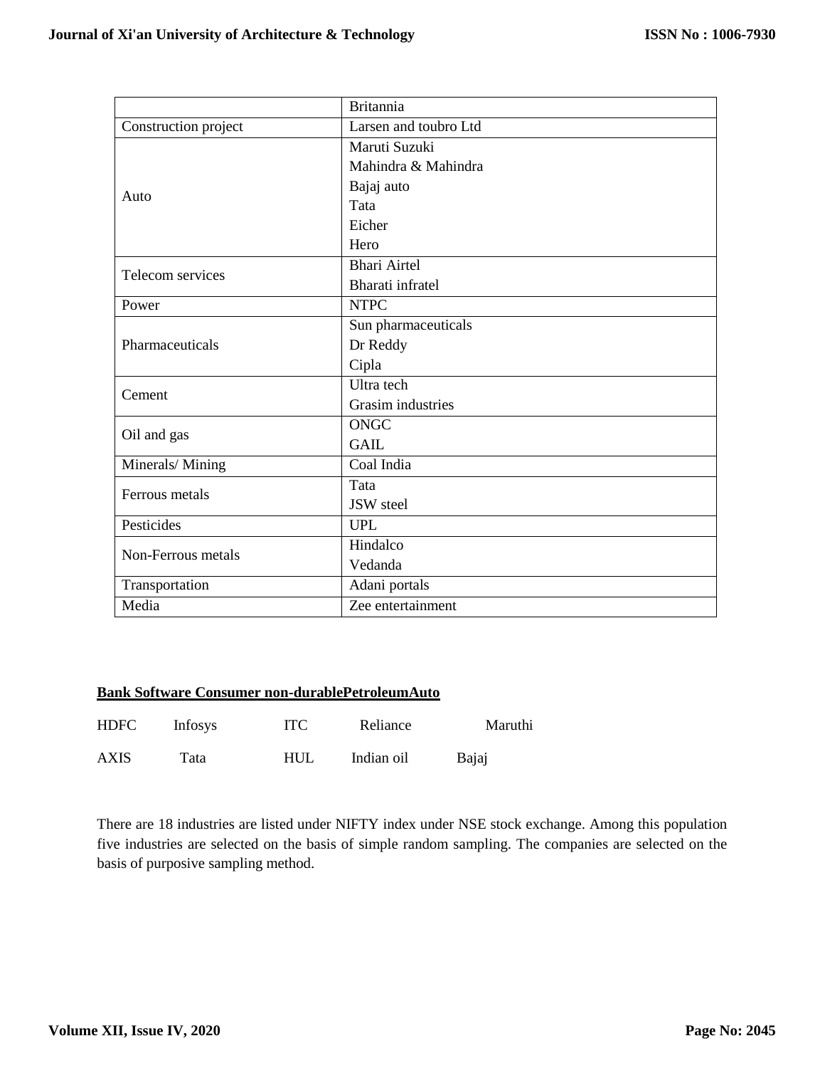| | |
|---|---|
| | Britannia |
| Construction project | Larsen and toubro Ltd |
| Auto | Maruti Suzuki<br>Mahindra & Mahindra<br>Bajaj auto<br>Tata<br>Eicher<br>Hero |
| Telecom services | Bhari Airtel<br>Bharati infratel |
| Power | NTPC |
| Pharmaceuticals | Sun pharmaceuticals<br>Dr Reddy<br>Cipla |
| Cement | Ultra tech<br>Grasim industries |
| Oil and gas | ONGC<br>GAIL |
| Minerals/ Mining | Coal India |
| Ferrous metals | Tata<br>JSW steel |
| Pesticides | UPL |
| Non-Ferrous metals | Hindalco<br>Vedanda |
| Transportation | Adani portals |
| Media | Zee entertainment |

| Bank | Software | Consumer non-durable | Petroleum | Auto |
|---|---|---|---|---|
| HDFC | Infosys | ITC | Reliance | Maruthi |
| AXIS | Tata | HUL | Indian oil | Bajaj |

There are 18 industries are listed under NIFTY index under NSE stock exchange. Among this population five industries are selected on the basis of simple random sampling. The companies are selected on the basis of purposive sampling method.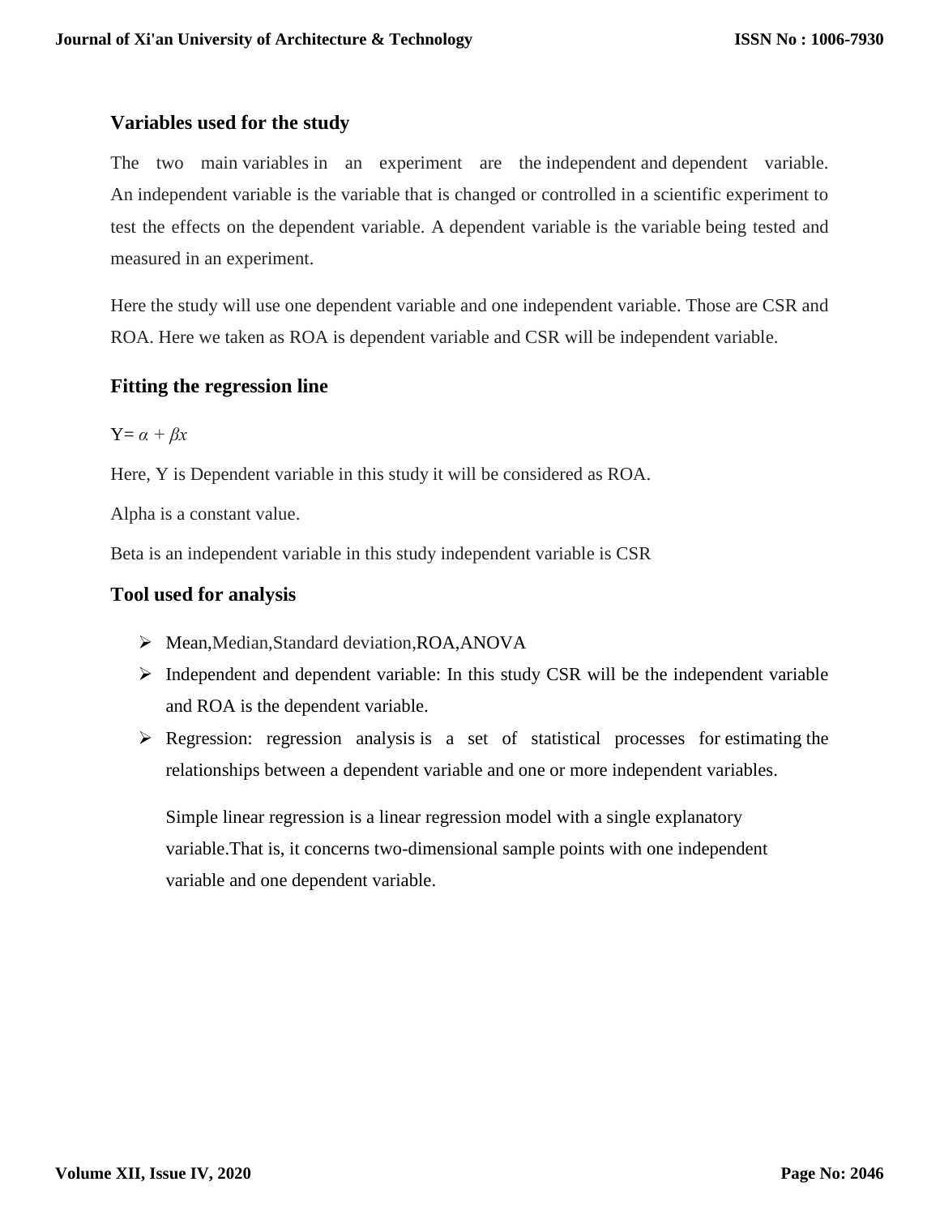### Variables used for the study

The two main variables in an experiment are the independent and dependent variable. An independent variable is the variable that is changed or controlled in a scientific experiment to test the effects on the dependent variable. A dependent variable is the variable being tested and measured in an experiment.

Here the study will use one dependent variable and one independent variable. Those are CSR and ROA. Here we taken as ROA is dependent variable and CSR will be independent variable.

### Fitting the regression line

Y= $\alpha + \beta x$

Here, Y is Dependent variable in this study it will be considered as ROA.

Alpha is a constant value.

Beta is an independent variable in this study independent variable is CSR

### Tool used for analysis

- Mean,Median,Standard deviation,ROA,ANOVA
- Independent and dependent variable: In this study CSR will be the independent variable and ROA is the dependent variable.
- Regression: regression analysis is a set of statistical processes for estimating the relationships between a dependent variable and one or more independent variables.

  Simple linear regression is a linear regression model with a single explanatory variable.That is, it concerns two-dimensional sample points with one independent variable and one dependent variable.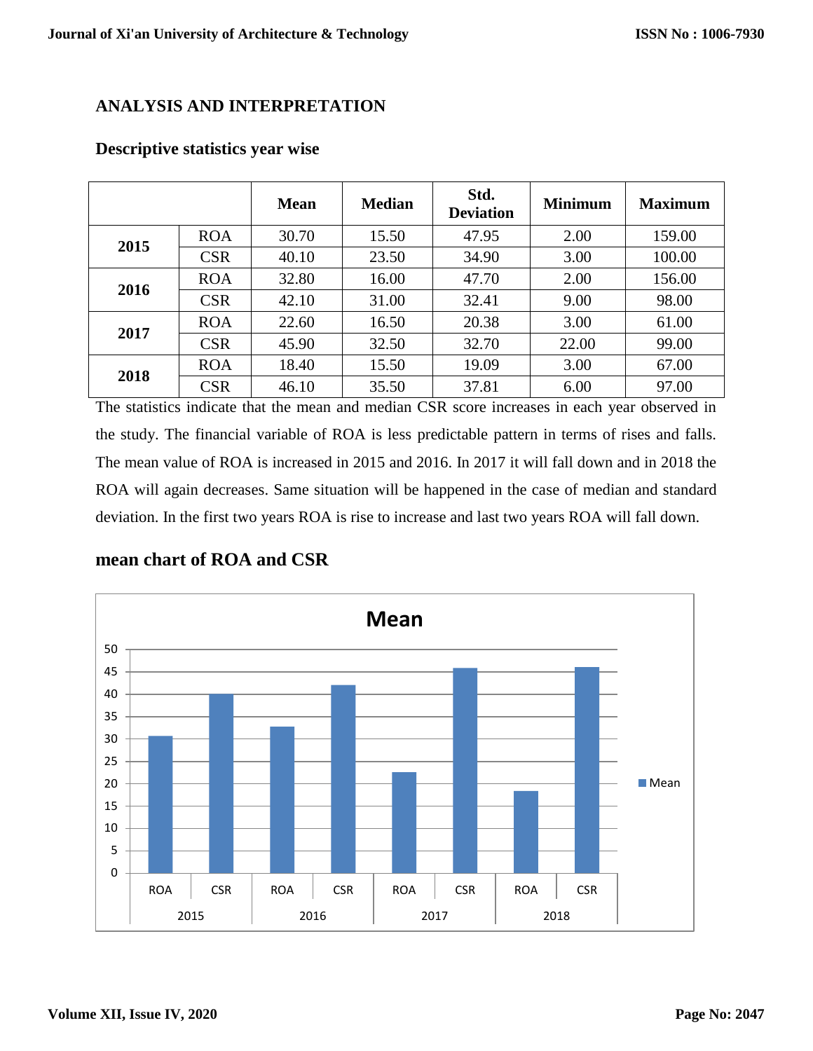## ANALYSIS AND INTERPRETATION

### Descriptive statistics year wise

| | | Mean | Median | Std. Deviation | Minimum | Maximum |
|---|---|---|---|---|---|---|
| 2015 | ROA | 30.70 | 15.50 | 47.95 | 2.00 | 159.00 |
| | CSR | 40.10 | 23.50 | 34.90 | 3.00 | 100.00 |
| 2016 | ROA | 32.80 | 16.00 | 47.70 | 2.00 | 156.00 |
| | CSR | 42.10 | 31.00 | 32.41 | 9.00 | 98.00 |
| 2017 | ROA | 22.60 | 16.50 | 20.38 | 3.00 | 61.00 |
| | CSR | 45.90 | 32.50 | 32.70 | 22.00 | 99.00 |
| 2018 | ROA | 18.40 | 15.50 | 19.09 | 3.00 | 67.00 |
| | CSR | 46.10 | 35.50 | 37.81 | 6.00 | 97.00 |

The statistics indicate that the mean and median CSR score increases in each year observed in the study. The financial variable of ROA is less predictable pattern in terms of rises and falls. The mean value of ROA is increased in 2015 and 2016. In 2017 it will fall down and in 2018 the ROA will again decreases. Same situation will be happened in the case of median and standard deviation. In the first two years ROA is rise to increase and last two years ROA will fall down.

### mean chart of ROA and CSR

Mean

| Year | Variable | Mean |
|---|---|---|
| 2015 | ROA | 30.70 |
| 2015 | CSR | 40.10 |
| 2016 | ROA | 32.80 |
| 2016 | CSR | 42.10 |
| 2017 | ROA | 22.60 |
| 2017 | CSR | 45.90 |
| 2018 | ROA | 18.40 |
| 2018 | CSR | 46.10 |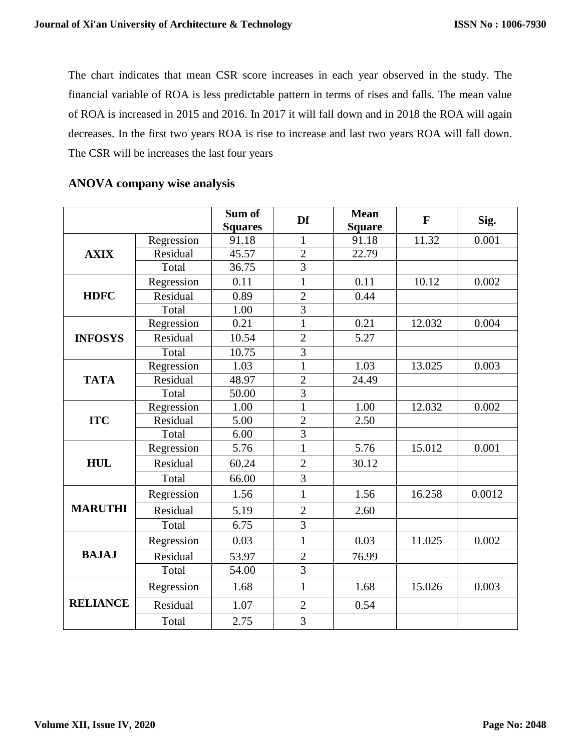The chart indicates that mean CSR score increases in each year observed in the study. The financial variable of ROA is less predictable pattern in terms of rises and falls. The mean value of ROA is increased in 2015 and 2016. In 2017 it will fall down and in 2018 the ROA will again decreases. In the first two years ROA is rise to increase and last two years ROA will fall down. The CSR will be increases the last four years

## ANOVA company wise analysis

| | | Sum of Squares | Df | Mean Square | F | Sig. |
|---|---|---|---|---|---|---|
| **AXIX** | Regression | 91.18 | 1 | 91.18 | 11.32 | 0.001 |
| | Residual | 45.57 | 2 | 22.79 | | |
| | Total | 36.75 | 3 | | | |
| **HDFC** | Regression | 0.11 | 1 | 0.11 | 10.12 | 0.002 |
| | Residual | 0.89 | 2 | 0.44 | | |
| | Total | 1.00 | 3 | | | |
| **INFOSYS** | Regression | 0.21 | 1 | 0.21 | 12.032 | 0.004 |
| | Residual | 10.54 | 2 | 5.27 | | |
| | Total | 10.75 | 3 | | | |
| **TATA** | Regression | 1.03 | 1 | 1.03 | 13.025 | 0.003 |
| | Residual | 48.97 | 2 | 24.49 | | |
| | Total | 50.00 | 3 | | | |
| **ITC** | Regression | 1.00 | 1 | 1.00 | 12.032 | 0.002 |
| | Residual | 5.00 | 2 | 2.50 | | |
| | Total | 6.00 | 3 | | | |
| **HUL** | Regression | 5.76 | 1 | 5.76 | 15.012 | 0.001 |
| | Residual | 60.24 | 2 | 30.12 | | |
| | Total | 66.00 | 3 | | | |
| **MARUTHI** | Regression | 1.56 | 1 | 1.56 | 16.258 | 0.0012 |
| | Residual | 5.19 | 2 | 2.60 | | |
| | Total | 6.75 | 3 | | | |
| **BAJAJ** | Regression | 0.03 | 1 | 0.03 | 11.025 | 0.002 |
| | Residual | 53.97 | 2 | 76.99 | | |
| | Total | 54.00 | 3 | | | |
| **RELIANCE** | Regression | 1.68 | 1 | 1.68 | 15.026 | 0.003 |
| | Residual | 1.07 | 2 | 0.54 | | |
| | Total | 2.75 | 3 | | | |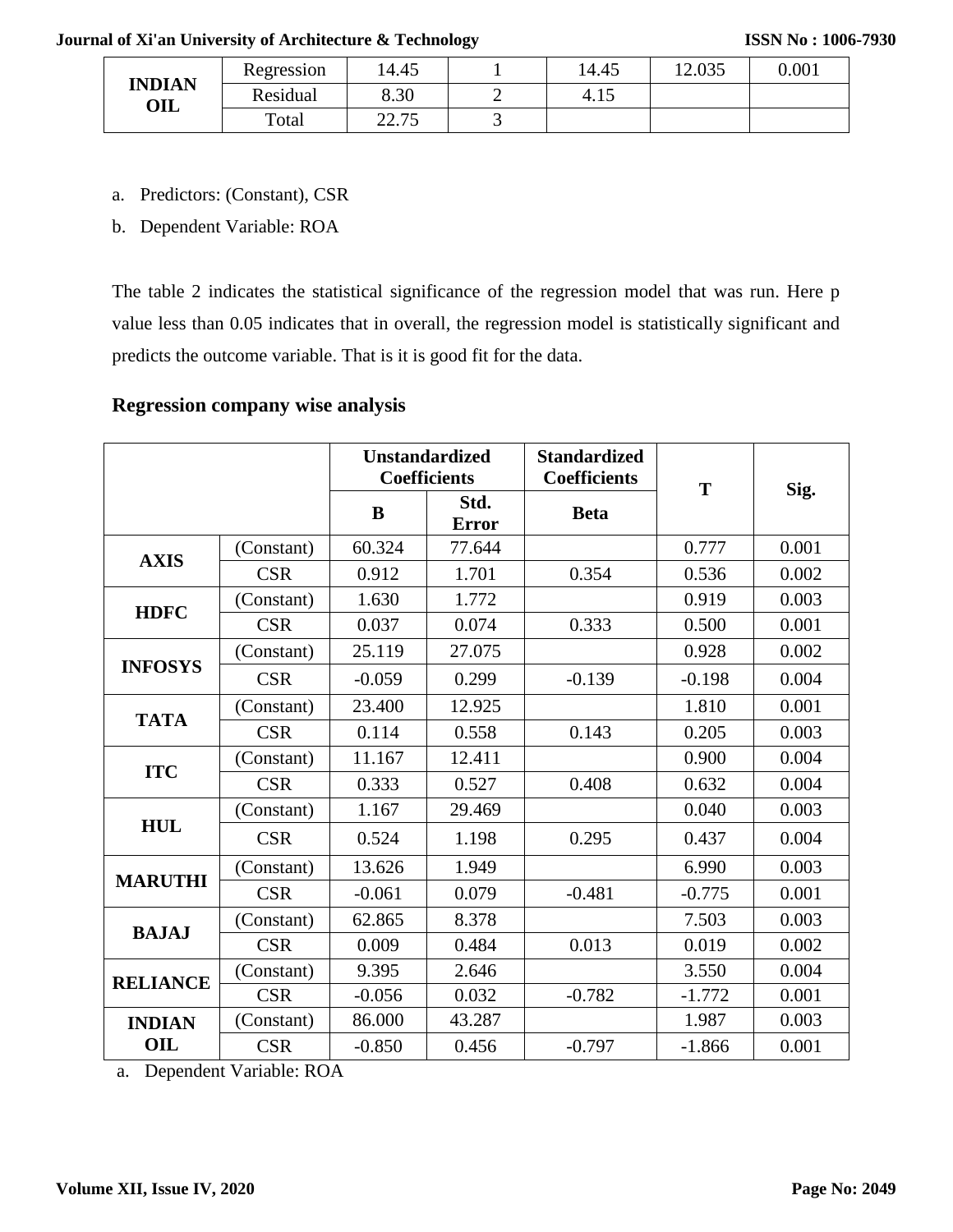| | | | | | | |
|---|---|---|---|---|---|---|
| INDIAN OIL | Regression | 14.45 | 1 | 14.45 | 12.035 | 0.001 |
| | Residual | 8.30 | 2 | 4.15 | | |
| | Total | 22.75 | 3 | | | |

a. Predictors: (Constant), CSR

b. Dependent Variable: ROA

The table 2 indicates the statistical significance of the regression model that was run. Here p value less than 0.05 indicates that in overall, the regression model is statistically significant and predicts the outcome variable. That is it is good fit for the data.

### Regression company wise analysis

| | | Unstandardized Coefficients | | Standardized Coefficients | T | Sig. |
|---|---|---|---|---|---|---|
| | | B | Std. Error | Beta | | |
| AXIS | (Constant) | 60.324 | 77.644 | | 0.777 | 0.001 |
| | CSR | 0.912 | 1.701 | 0.354 | 0.536 | 0.002 |
| HDFC | (Constant) | 1.630 | 1.772 | | 0.919 | 0.003 |
| | CSR | 0.037 | 0.074 | 0.333 | 0.500 | 0.001 |
| INFOSYS | (Constant) | 25.119 | 27.075 | | 0.928 | 0.002 |
| | CSR | -0.059 | 0.299 | -0.139 | -0.198 | 0.004 |
| TATA | (Constant) | 23.400 | 12.925 | | 1.810 | 0.001 |
| | CSR | 0.114 | 0.558 | 0.143 | 0.205 | 0.003 |
| ITC | (Constant) | 11.167 | 12.411 | | 0.900 | 0.004 |
| | CSR | 0.333 | 0.527 | 0.408 | 0.632 | 0.004 |
| HUL | (Constant) | 1.167 | 29.469 | | 0.040 | 0.003 |
| | CSR | 0.524 | 1.198 | 0.295 | 0.437 | 0.004 |
| MARUTHI | (Constant) | 13.626 | 1.949 | | 6.990 | 0.003 |
| | CSR | -0.061 | 0.079 | -0.481 | -0.775 | 0.001 |
| BAJAJ | (Constant) | 62.865 | 8.378 | | 7.503 | 0.003 |
| | CSR | 0.009 | 0.484 | 0.013 | 0.019 | 0.002 |
| RELIANCE | (Constant) | 9.395 | 2.646 | | 3.550 | 0.004 |
| | CSR | -0.056 | 0.032 | -0.782 | -1.772 | 0.001 |
| INDIAN OIL | (Constant) | 86.000 | 43.287 | | 1.987 | 0.003 |
| | CSR | -0.850 | 0.456 | -0.797 | -1.866 | 0.001 |

a. Dependent Variable: ROA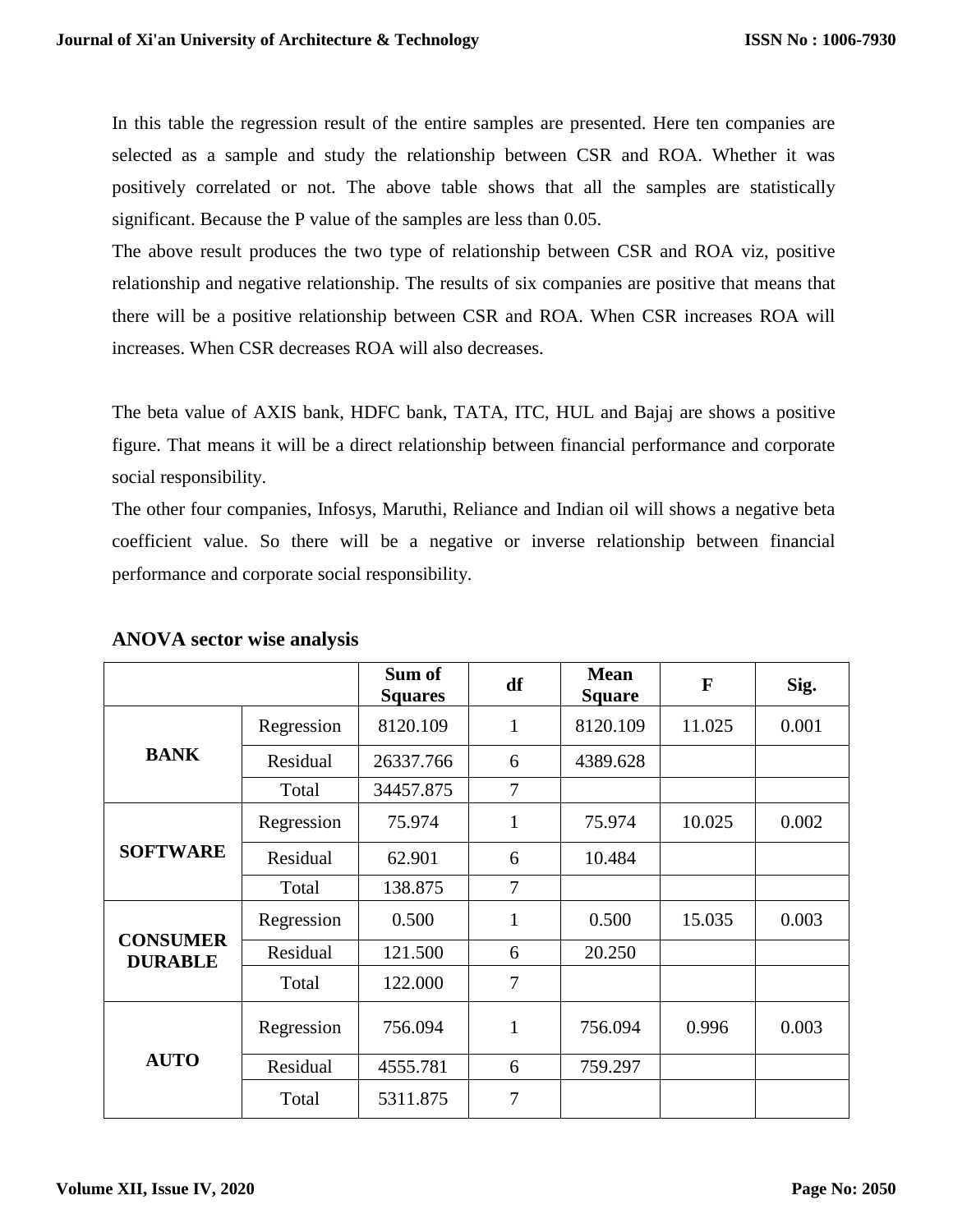In this table the regression result of the entire samples are presented. Here ten companies are selected as a sample and study the relationship between CSR and ROA. Whether it was positively correlated or not. The above table shows that all the samples are statistically significant. Because the P value of the samples are less than 0.05.

The above result produces the two type of relationship between CSR and ROA viz, positive relationship and negative relationship. The results of six companies are positive that means that there will be a positive relationship between CSR and ROA. When CSR increases ROA will increases. When CSR decreases ROA will also decreases.

The beta value of AXIS bank, HDFC bank, TATA, ITC, HUL and Bajaj are shows a positive figure. That means it will be a direct relationship between financial performance and corporate social responsibility.

The other four companies, Infosys, Maruthi, Reliance and Indian oil will shows a negative beta coefficient value. So there will be a negative or inverse relationship between financial performance and corporate social responsibility.

**ANOVA sector wise analysis**

| | | Sum of Squares | df | Mean Square | F | Sig. |
|---|---|---|---|---|---|---|
| **BANK** | Regression | 8120.109 | 1 | 8120.109 | 11.025 | 0.001 |
| | Residual | 26337.766 | 6 | 4389.628 | | |
| | Total | 34457.875 | 7 | | | |
| **SOFTWARE** | Regression | 75.974 | 1 | 75.974 | 10.025 | 0.002 |
| | Residual | 62.901 | 6 | 10.484 | | |
| | Total | 138.875 | 7 | | | |
| **CONSUMER DURABLE** | Regression | 0.500 | 1 | 0.500 | 15.035 | 0.003 |
| | Residual | 121.500 | 6 | 20.250 | | |
| | Total | 122.000 | 7 | | | |
| **AUTO** | Regression | 756.094 | 1 | 756.094 | 0.996 | 0.003 |
| | Residual | 4555.781 | 6 | 759.297 | | |
| | Total | 5311.875 | 7 | | | |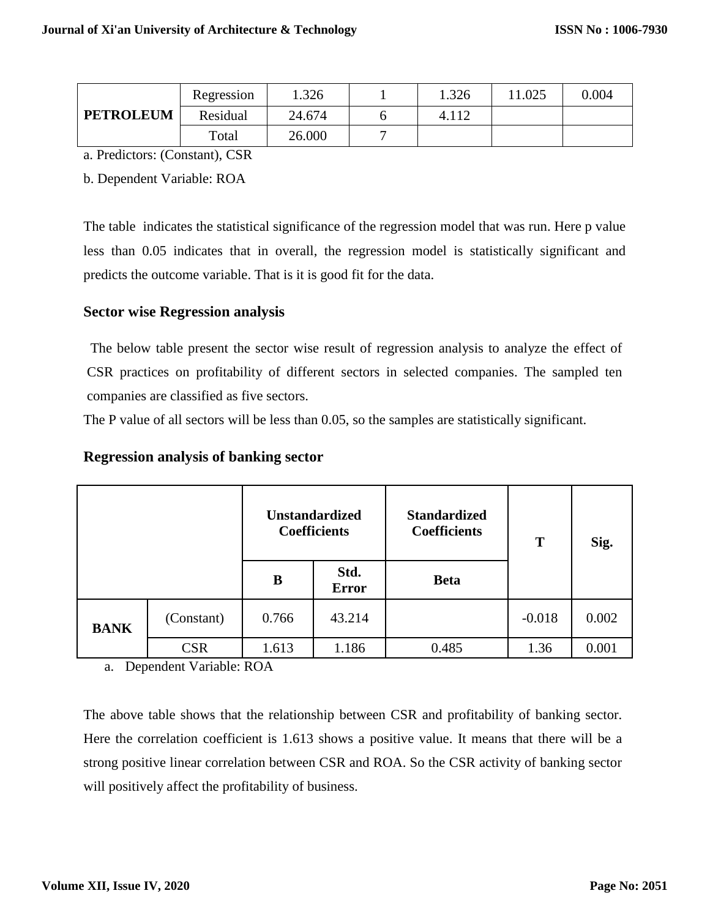| | | | | | | |
|---|---|---|---|---|---|---|
| **PETROLEUM** | Regression | 1.326 | 1 | 1.326 | 11.025 | 0.004 |
| | Residual | 24.674 | 6 | 4.112 | | |
| | Total | 26.000 | 7 | | | |

a. Predictors: (Constant), CSR

b. Dependent Variable: ROA

The table indicates the statistical significance of the regression model that was run. Here p value less than 0.05 indicates that in overall, the regression model is statistically significant and predicts the outcome variable. That is it is good fit for the data.

### Sector wise Regression analysis

The below table present the sector wise result of regression analysis to analyze the effect of CSR practices on profitability of different sectors in selected companies. The sampled ten companies are classified as five sectors.

The P value of all sectors will be less than 0.05, so the samples are statistically significant.

### Regression analysis of banking sector

| | | **Unstandardized Coefficients** | | **Standardized Coefficients** | **T** | **Sig.** |
|---|---|---|---|---|---|---|
| | | **B** | **Std. Error** | **Beta** | | |
| **BANK** | (Constant) | 0.766 | 43.214 | | -0.018 | 0.002 |
| | CSR | 1.613 | 1.186 | 0.485 | 1.36 | 0.001 |

a. Dependent Variable: ROA

The above table shows that the relationship between CSR and profitability of banking sector. Here the correlation coefficient is 1.613 shows a positive value. It means that there will be a strong positive linear correlation between CSR and ROA. So the CSR activity of banking sector will positively affect the profitability of business.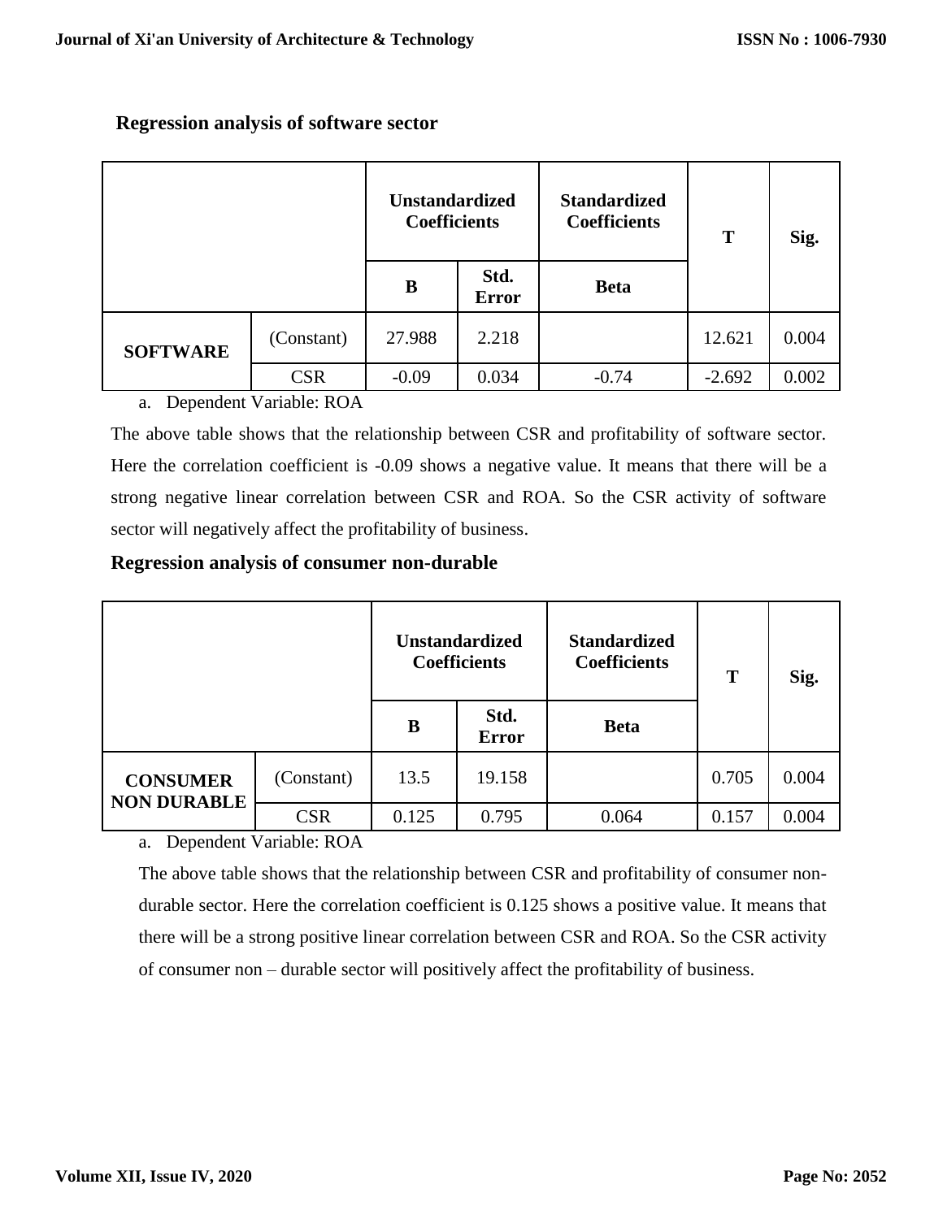**Regression analysis of software sector**

| | | Unstandardized Coefficients | | Standardized Coefficients | T | Sig. |
|---|---|---|---|---|---|---|
| | | B | Std. Error | Beta | | |
| **SOFTWARE** | (Constant) | 27.988 | 2.218 | | 12.621 | 0.004 |
| | CSR | -0.09 | 0.034 | -0.74 | -2.692 | 0.002 |

a. Dependent Variable: ROA

The above table shows that the relationship between CSR and profitability of software sector. Here the correlation coefficient is -0.09 shows a negative value. It means that there will be a strong negative linear correlation between CSR and ROA. So the CSR activity of software sector will negatively affect the profitability of business.

**Regression analysis of consumer non-durable**

| | | Unstandardized Coefficients | | Standardized Coefficients | T | Sig. |
|---|---|---|---|---|---|---|
| | | B | Std. Error | Beta | | |
| **CONSUMER NON DURABLE** | (Constant) | 13.5 | 19.158 | | 0.705 | 0.004 |
| | CSR | 0.125 | 0.795 | 0.064 | 0.157 | 0.004 |

a. Dependent Variable: ROA

The above table shows that the relationship between CSR and profitability of consumer non-durable sector. Here the correlation coefficient is 0.125 shows a positive value. It means that there will be a strong positive linear correlation between CSR and ROA. So the CSR activity of consumer non – durable sector will positively affect the profitability of business.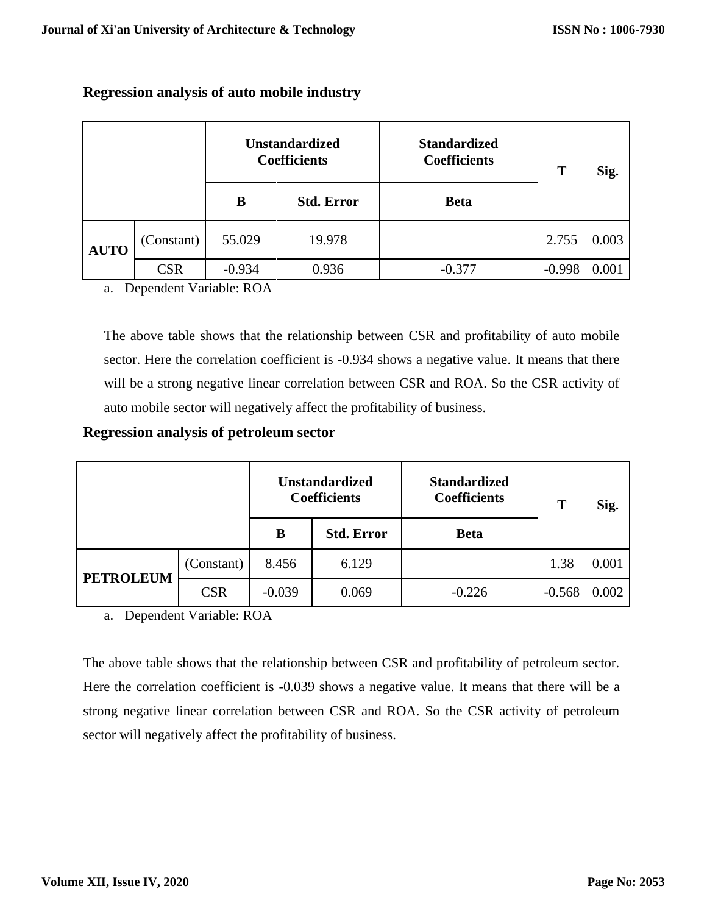### Regression analysis of auto mobile industry

| | | Unstandardized Coefficients | | Standardized Coefficients | T | Sig. |
|---|---|---|---|---|---|---|
| | | B | Std. Error | Beta | | |
| AUTO | (Constant) | 55.029 | 19.978 | | 2.755 | 0.003 |
| | CSR | -0.934 | 0.936 | -0.377 | -0.998 | 0.001 |

a. Dependent Variable: ROA

The above table shows that the relationship between CSR and profitability of auto mobile sector. Here the correlation coefficient is -0.934 shows a negative value. It means that there will be a strong negative linear correlation between CSR and ROA. So the CSR activity of auto mobile sector will negatively affect the profitability of business.

### Regression analysis of petroleum sector

| | | Unstandardized Coefficients | | Standardized Coefficients | T | Sig. |
|---|---|---|---|---|---|---|
| | | B | Std. Error | Beta | | |
| PETROLEUM | (Constant) | 8.456 | 6.129 | | 1.38 | 0.001 |
| | CSR | -0.039 | 0.069 | -0.226 | -0.568 | 0.002 |

a. Dependent Variable: ROA

The above table shows that the relationship between CSR and profitability of petroleum sector. Here the correlation coefficient is -0.039 shows a negative value. It means that there will be a strong negative linear correlation between CSR and ROA. So the CSR activity of petroleum sector will negatively affect the profitability of business.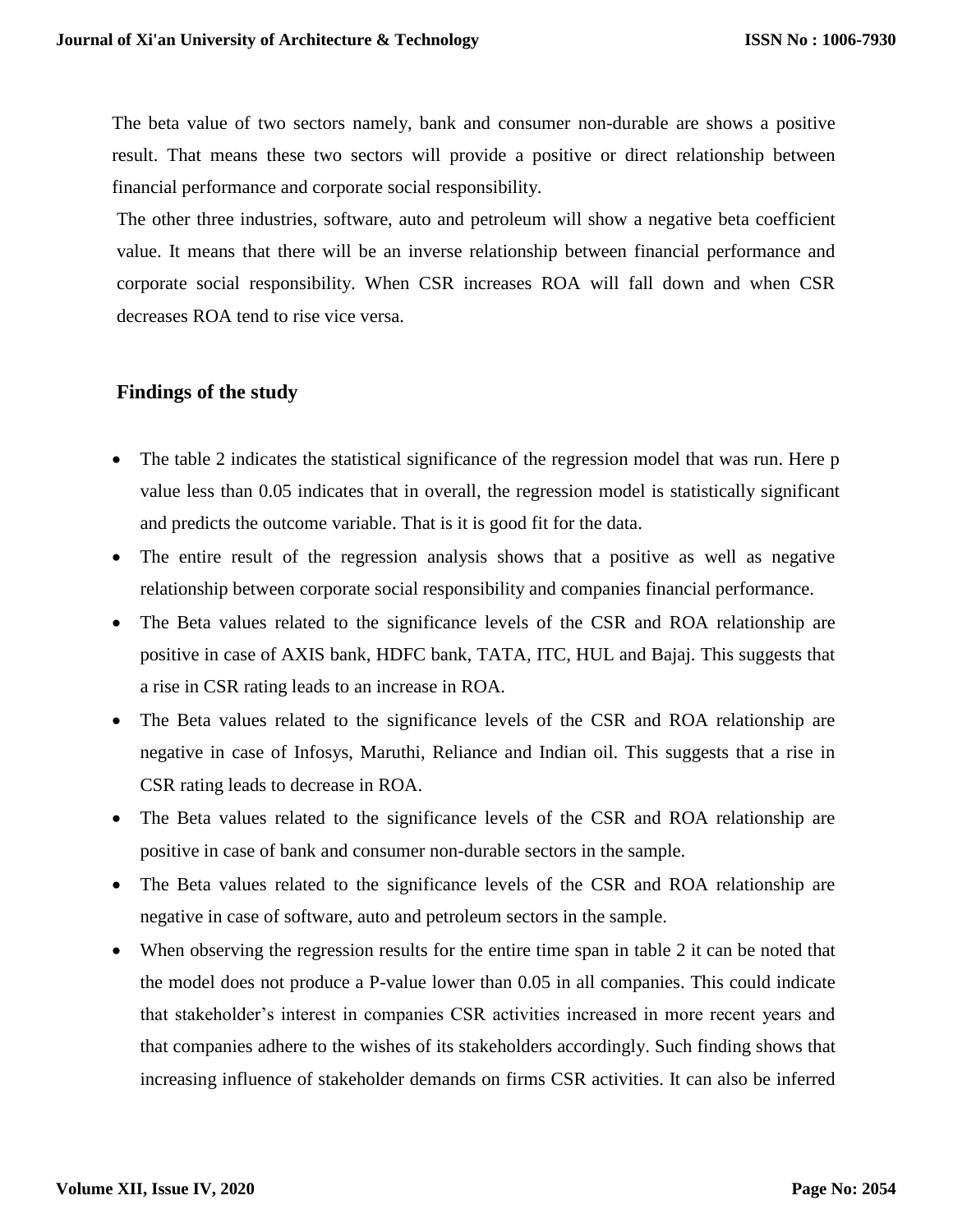The beta value of two sectors namely, bank and consumer non-durable are shows a positive result. That means these two sectors will provide a positive or direct relationship between financial performance and corporate social responsibility.

The other three industries, software, auto and petroleum will show a negative beta coefficient value. It means that there will be an inverse relationship between financial performance and corporate social responsibility. When CSR increases ROA will fall down and when CSR decreases ROA tend to rise vice versa.

## Findings of the study

- The table 2 indicates the statistical significance of the regression model that was run. Here p value less than 0.05 indicates that in overall, the regression model is statistically significant and predicts the outcome variable. That is it is good fit for the data.
- The entire result of the regression analysis shows that a positive as well as negative relationship between corporate social responsibility and companies financial performance.
- The Beta values related to the significance levels of the CSR and ROA relationship are positive in case of AXIS bank, HDFC bank, TATA, ITC, HUL and Bajaj. This suggests that a rise in CSR rating leads to an increase in ROA.
- The Beta values related to the significance levels of the CSR and ROA relationship are negative in case of Infosys, Maruthi, Reliance and Indian oil. This suggests that a rise in CSR rating leads to decrease in ROA.
- The Beta values related to the significance levels of the CSR and ROA relationship are positive in case of bank and consumer non-durable sectors in the sample.
- The Beta values related to the significance levels of the CSR and ROA relationship are negative in case of software, auto and petroleum sectors in the sample.
- When observing the regression results for the entire time span in table 2 it can be noted that the model does not produce a P-value lower than 0.05 in all companies. This could indicate that stakeholder's interest in companies CSR activities increased in more recent years and that companies adhere to the wishes of its stakeholders accordingly. Such finding shows that increasing influence of stakeholder demands on firms CSR activities. It can also be inferred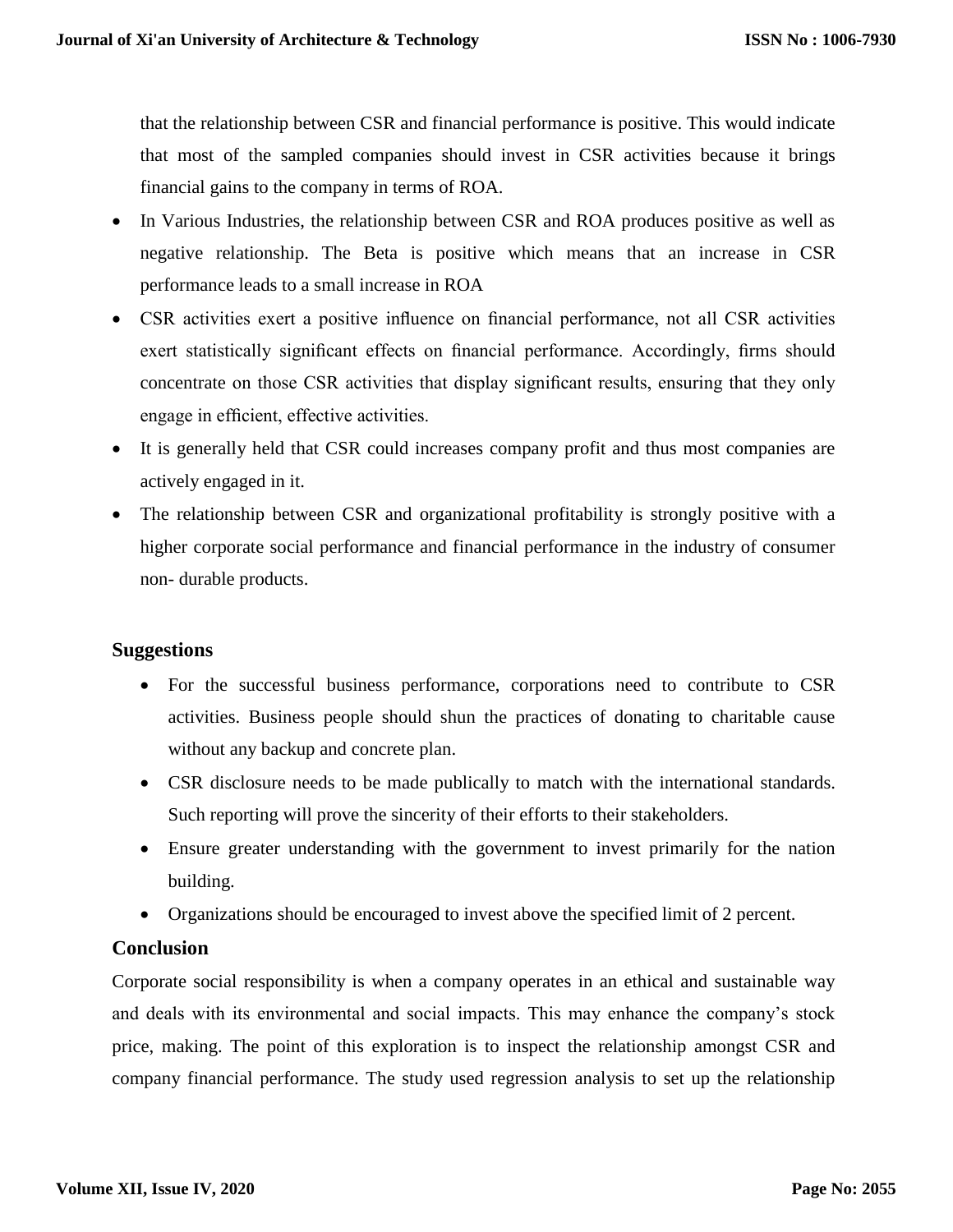that the relationship between CSR and financial performance is positive. This would indicate that most of the sampled companies should invest in CSR activities because it brings financial gains to the company in terms of ROA.

- In Various Industries, the relationship between CSR and ROA produces positive as well as negative relationship. The Beta is positive which means that an increase in CSR performance leads to a small increase in ROA
- CSR activities exert a positive influence on financial performance, not all CSR activities exert statistically significant effects on financial performance. Accordingly, firms should concentrate on those CSR activities that display significant results, ensuring that they only engage in efficient, effective activities.
- It is generally held that CSR could increases company profit and thus most companies are actively engaged in it.
- The relationship between CSR and organizational profitability is strongly positive with a higher corporate social performance and financial performance in the industry of consumer non- durable products.

## Suggestions

- For the successful business performance, corporations need to contribute to CSR activities. Business people should shun the practices of donating to charitable cause without any backup and concrete plan.
- CSR disclosure needs to be made publically to match with the international standards. Such reporting will prove the sincerity of their efforts to their stakeholders.
- Ensure greater understanding with the government to invest primarily for the nation building.
- Organizations should be encouraged to invest above the specified limit of 2 percent.

## Conclusion

Corporate social responsibility is when a company operates in an ethical and sustainable way and deals with its environmental and social impacts. This may enhance the company's stock price, making. The point of this exploration is to inspect the relationship amongst CSR and company financial performance. The study used regression analysis to set up the relationship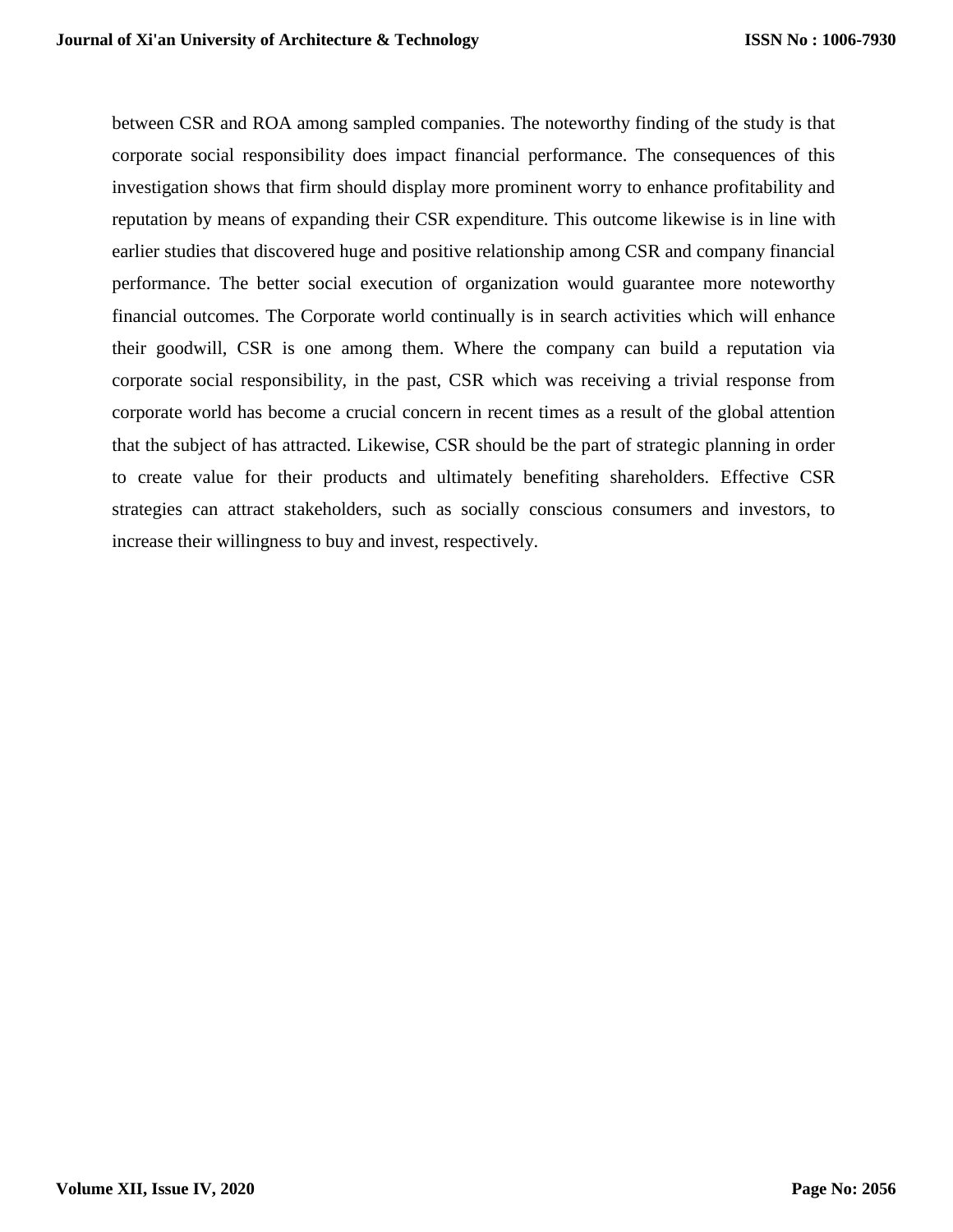between CSR and ROA among sampled companies. The noteworthy finding of the study is that corporate social responsibility does impact financial performance. The consequences of this investigation shows that firm should display more prominent worry to enhance profitability and reputation by means of expanding their CSR expenditure. This outcome likewise is in line with earlier studies that discovered huge and positive relationship among CSR and company financial performance. The better social execution of organization would guarantee more noteworthy financial outcomes. The Corporate world continually is in search activities which will enhance their goodwill, CSR is one among them. Where the company can build a reputation via corporate social responsibility, in the past, CSR which was receiving a trivial response from corporate world has become a crucial concern in recent times as a result of the global attention that the subject of has attracted. Likewise, CSR should be the part of strategic planning in order to create value for their products and ultimately benefiting shareholders. Effective CSR strategies can attract stakeholders, such as socially conscious consumers and investors, to increase their willingness to buy and invest, respectively.